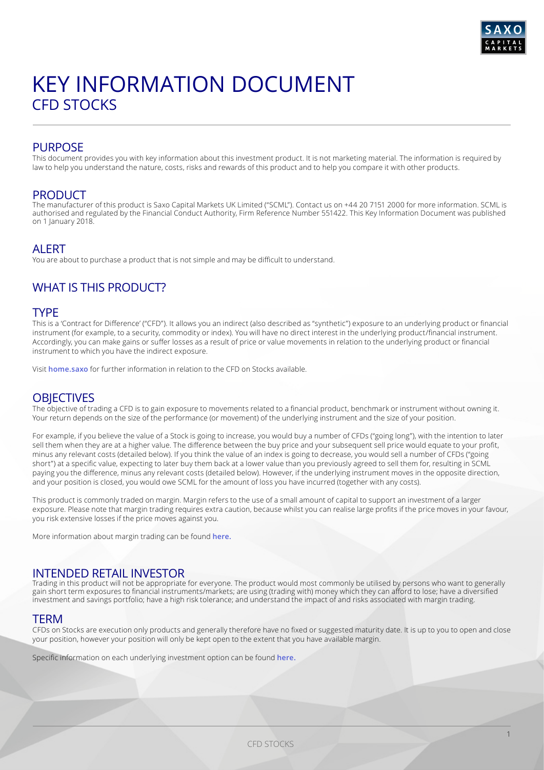# KEY INFORMATION DOCUMENT
## CFD STOCKS

## PURPOSE

This document provides you with key information about this investment product. It is not marketing material. The information is required by law to help you understand the nature, costs, risks and rewards of this product and to help you compare it with other products.

## PRODUCT

The manufacturer of this product is Saxo Capital Markets UK Limited ("SCML"). Contact us on +44 20 7151 2000 for more information. SCML is authorised and regulated by the Financial Conduct Authority, Firm Reference Number 551422. This Key Information Document was published on 1 January 2018.

## ALERT

You are about to purchase a product that is not simple and may be difficult to understand.

## WHAT IS THIS PRODUCT?

### TYPE

This is a 'Contract for Difference' ("CFD"). It allows you an indirect (also described as "synthetic") exposure to an underlying product or financial instrument (for example, to a security, commodity or index). You will have no direct interest in the underlying product/financial instrument. Accordingly, you can make gains or suffer losses as a result of price or value movements in relation to the underlying product or financial instrument to which you have the indirect exposure.

Visit **home.saxo** for further information in relation to the CFD on Stocks available.

### OBJECTIVES

The objective of trading a CFD is to gain exposure to movements related to a financial product, benchmark or instrument without owning it. Your return depends on the size of the performance (or movement) of the underlying instrument and the size of your position.

For example, if you believe the value of a Stock is going to increase, you would buy a number of CFDs ("going long"), with the intention to later sell them when they are at a higher value. The difference between the buy price and your subsequent sell price would equate to your profit, minus any relevant costs (detailed below). If you think the value of an index is going to decrease, you would sell a number of CFDs ("going short") at a specific value, expecting to later buy them back at a lower value than you previously agreed to sell them for, resulting in SCML paying you the difference, minus any relevant costs (detailed below). However, if the underlying instrument moves in the opposite direction, and your position is closed, you would owe SCML for the amount of loss you have incurred (together with any costs).

This product is commonly traded on margin. Margin refers to the use of a small amount of capital to support an investment of a larger exposure. Please note that margin trading requires extra caution, because whilst you can realise large profits if the price moves in your favour, you risk extensive losses if the price moves against you.

More information about margin trading can be found **here.**

### INTENDED RETAIL INVESTOR

Trading in this product will not be appropriate for everyone. The product would most commonly be utilised by persons who want to generally gain short term exposures to financial instruments/markets; are using (trading with) money which they can afford to lose; have a diversified investment and savings portfolio; have a high risk tolerance; and understand the impact of and risks associated with margin trading.

### TERM

CFDs on Stocks are execution only products and generally therefore have no fixed or suggested maturity date. It is up to you to open and close your position, however your position will only be kept open to the extent that you have available margin.

Specific information on each underlying investment option can be found **here.**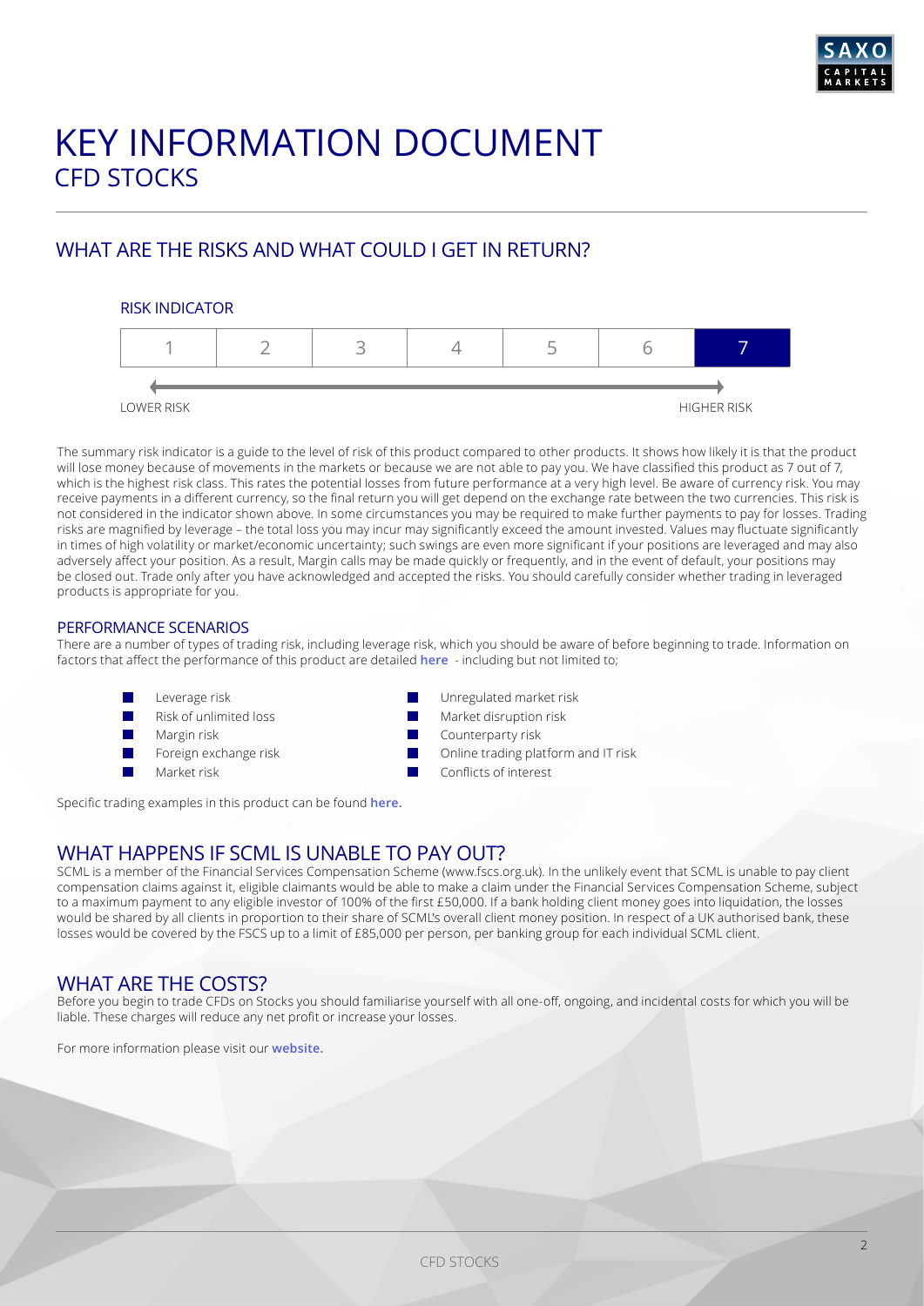# KEY INFORMATION DOCUMENT
## CFD STOCKS

## WHAT ARE THE RISKS AND WHAT COULD I GET IN RETURN?

### RISK INDICATOR

| 1 | 2 | 3 | 4 | 5 | 6 | **7** |
|---|---|---|---|---|---|---|

LOWER RISK → HIGHER RISK

The summary risk indicator is a guide to the level of risk of this product compared to other products. It shows how likely it is that the product will lose money because of movements in the markets or because we are not able to pay you. We have classified this product as 7 out of 7, which is the highest risk class. This rates the potential losses from future performance at a very high level. Be aware of currency risk. You may receive payments in a different currency, so the final return you will get depend on the exchange rate between the two currencies. This risk is not considered in the indicator shown above. In some circumstances you may be required to make further payments to pay for losses. Trading risks are magnified by leverage – the total loss you may incur may significantly exceed the amount invested. Values may fluctuate significantly in times of high volatility or market/economic uncertainty; such swings are even more significant if your positions are leveraged and may also adversely affect your position. As a result, Margin calls may be made quickly or frequently, and in the event of default, your positions may be closed out. Trade only after you have acknowledged and accepted the risks. You should carefully consider whether trading in leveraged products is appropriate for you.

### PERFORMANCE SCENARIOS

There are a number of types of trading risk, including leverage risk, which you should be aware of before beginning to trade. Information on factors that affect the performance of this product are detailed **here** - including but not limited to;

- Leverage risk
- Risk of unlimited loss
- Margin risk
- Foreign exchange risk
- Market risk
- Unregulated market risk
- Market disruption risk
- Counterparty risk
- Online trading platform and IT risk
- Conflicts of interest

Specific trading examples in this product can be found **here.**

## WHAT HAPPENS IF SCML IS UNABLE TO PAY OUT?

SCML is a member of the Financial Services Compensation Scheme (www.fscs.org.uk). In the unlikely event that SCML is unable to pay client compensation claims against it, eligible claimants would be able to make a claim under the Financial Services Compensation Scheme, subject to a maximum payment to any eligible investor of 100% of the first £50,000. If a bank holding client money goes into liquidation, the losses would be shared by all clients in proportion to their share of SCML's overall client money position. In respect of a UK authorised bank, these losses would be covered by the FSCS up to a limit of £85,000 per person, per banking group for each individual SCML client.

## WHAT ARE THE COSTS?

Before you begin to trade CFDs on Stocks you should familiarise yourself with all one-off, ongoing, and incidental costs for which you will be liable. These charges will reduce any net profit or increase your losses.

For more information please visit our **website.**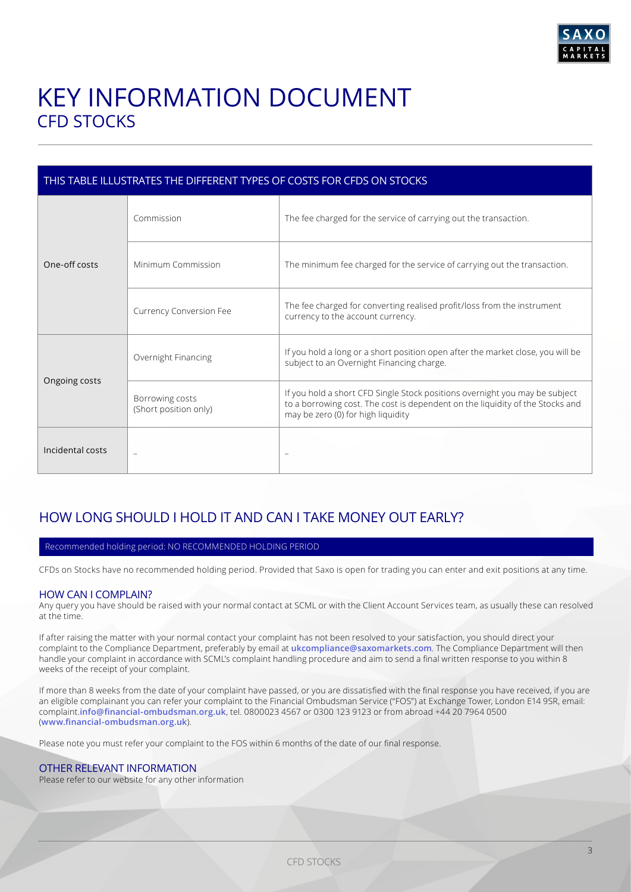# KEY INFORMATION DOCUMENT
## CFD STOCKS

| THIS TABLE ILLUSTRATES THE DIFFERENT TYPES OF COSTS FOR CFDS ON STOCKS | | |
|---|---|---|
| One-off costs | Commission | The fee charged for the service of carrying out the transaction. |
| | Minimum Commission | The minimum fee charged for the service of carrying out the transaction. |
| | Currency Conversion Fee | The fee charged for converting realised profit/loss from the instrument currency to the account currency. |
| Ongoing costs | Overnight Financing | If you hold a long or a short position open after the market close, you will be subject to an Overnight Financing charge. |
| | Borrowing costs (Short position only) | If you hold a short CFD Single Stock positions overnight you may be subject to a borrowing cost. The cost is dependent on the liquidity of the Stocks and may be zero (0) for high liquidity |
| Incidental costs | – | – |

## HOW LONG SHOULD I HOLD IT AND CAN I TAKE MONEY OUT EARLY?

Recommended holding period: NO RECOMMENDED HOLDING PERIOD

CFDs on Stocks have no recommended holding period. Provided that Saxo is open for trading you can enter and exit positions at any time.

### HOW CAN I COMPLAIN?

Any query you have should be raised with your normal contact at SCML or with the Client Account Services team, as usually these can resolved at the time.

If after raising the matter with your normal contact your complaint has not been resolved to your satisfaction, you should direct your complaint to the Compliance Department, preferably by email at **ukcompliance@saxomarkets.com**. The Compliance Department will then handle your complaint in accordance with SCML's complaint handling procedure and aim to send a final written response to you within 8 weeks of the receipt of your complaint.

If more than 8 weeks from the date of your complaint have passed, or you are dissatisfied with the final response you have received, if you are an eligible complainant you can refer your complaint to the Financial Ombudsman Service ("FOS") at Exchange Tower, London E14 9SR, email: complaint.**info@financial-ombudsman.org.uk**, tel. 0800023 4567 or 0300 123 9123 or from abroad +44 20 7964 0500 (**www.financial-ombudsman.org.uk**).

Please note you must refer your complaint to the FOS within 6 months of the date of our final response.

### OTHER RELEVANT INFORMATION

Please refer to our website for any other information